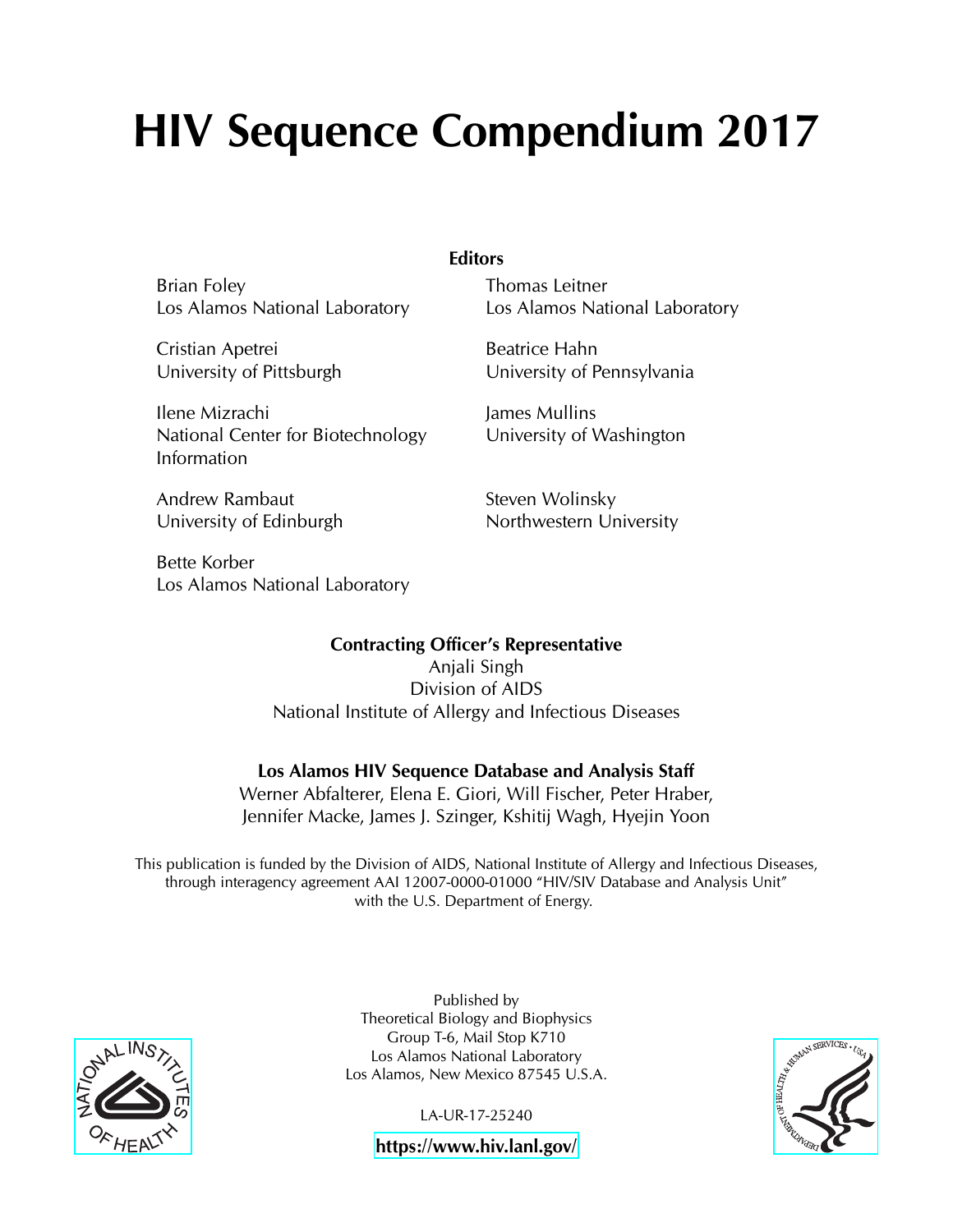# HIV Sequence Compendium 2017

**Editors**

Brian Foley
Los Alamos National Laboratory

Thomas Leitner
Los Alamos National Laboratory

Cristian Apetrei
University of Pittsburgh

Beatrice Hahn
University of Pennsylvania

Ilene Mizrachi
National Center for Biotechnology Information

James Mullins
University of Washington

Andrew Rambaut
University of Edinburgh

Steven Wolinsky
Northwestern University

Bette Korber
Los Alamos National Laboratory

**Contracting Officer's Representative**

Anjali Singh
Division of AIDS
National Institute of Allergy and Infectious Diseases

**Los Alamos HIV Sequence Database and Analysis Staff**

Werner Abfalterer, Elena E. Giori, Will Fischer, Peter Hraber, Jennifer Macke, James J. Szinger, Kshitij Wagh, Hyejin Yoon

This publication is funded by the Division of AIDS, National Institute of Allergy and Infectious Diseases, through interagency agreement AAI 12007-0000-01000 "HIV/SIV Database and Analysis Unit" with the U.S. Department of Energy.

Published by
Theoretical Biology and Biophysics
Group T-6, Mail Stop K710
Los Alamos National Laboratory
Los Alamos, New Mexico 87545 U.S.A.

LA-UR-17-25240

**https://www.hiv.lanl.gov/**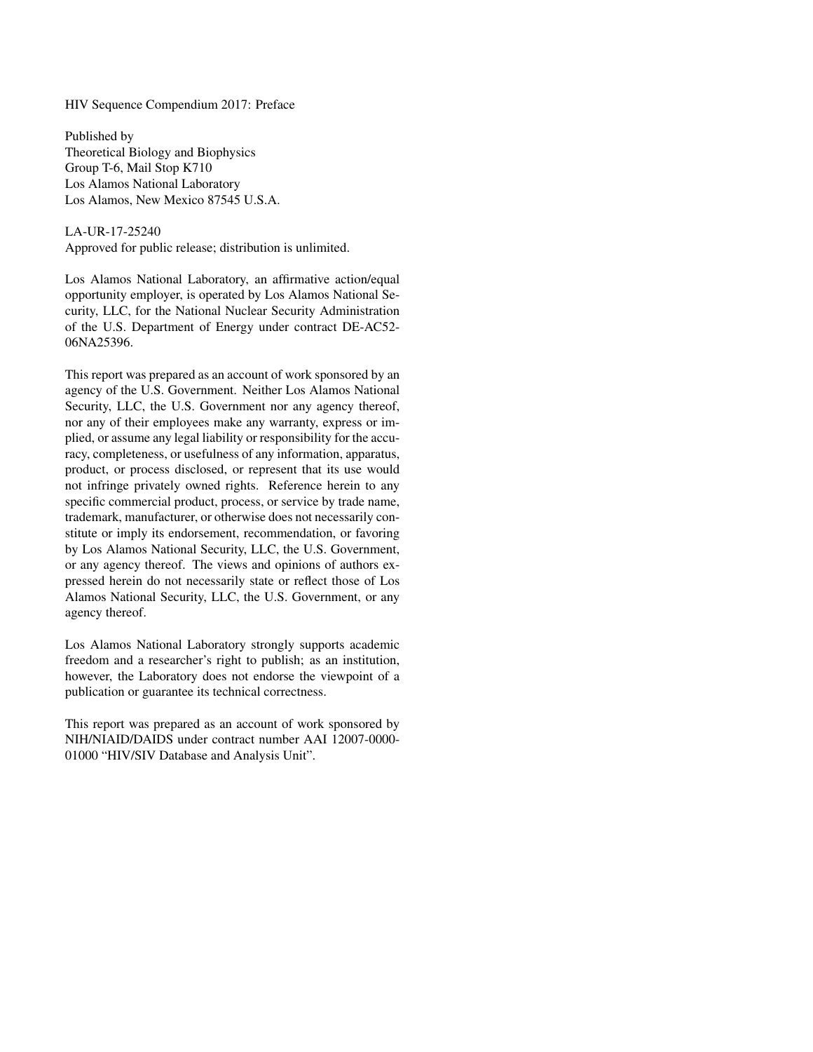HIV Sequence Compendium 2017: Preface

Published by
Theoretical Biology and Biophysics
Group T-6, Mail Stop K710
Los Alamos National Laboratory
Los Alamos, New Mexico 87545 U.S.A.

LA-UR-17-25240
Approved for public release; distribution is unlimited.

Los Alamos National Laboratory, an affirmative action/equal opportunity employer, is operated by Los Alamos National Security, LLC, for the National Nuclear Security Administration of the U.S. Department of Energy under contract DE-AC52-06NA25396.

This report was prepared as an account of work sponsored by an agency of the U.S. Government. Neither Los Alamos National Security, LLC, the U.S. Government nor any agency thereof, nor any of their employees make any warranty, express or implied, or assume any legal liability or responsibility for the accuracy, completeness, or usefulness of any information, apparatus, product, or process disclosed, or represent that its use would not infringe privately owned rights. Reference herein to any specific commercial product, process, or service by trade name, trademark, manufacturer, or otherwise does not necessarily constitute or imply its endorsement, recommendation, or favoring by Los Alamos National Security, LLC, the U.S. Government, or any agency thereof. The views and opinions of authors expressed herein do not necessarily state or reflect those of Los Alamos National Security, LLC, the U.S. Government, or any agency thereof.

Los Alamos National Laboratory strongly supports academic freedom and a researcher's right to publish; as an institution, however, the Laboratory does not endorse the viewpoint of a publication or guarantee its technical correctness.

This report was prepared as an account of work sponsored by NIH/NIAID/DAIDS under contract number AAI 12007-0000-01000 "HIV/SIV Database and Analysis Unit".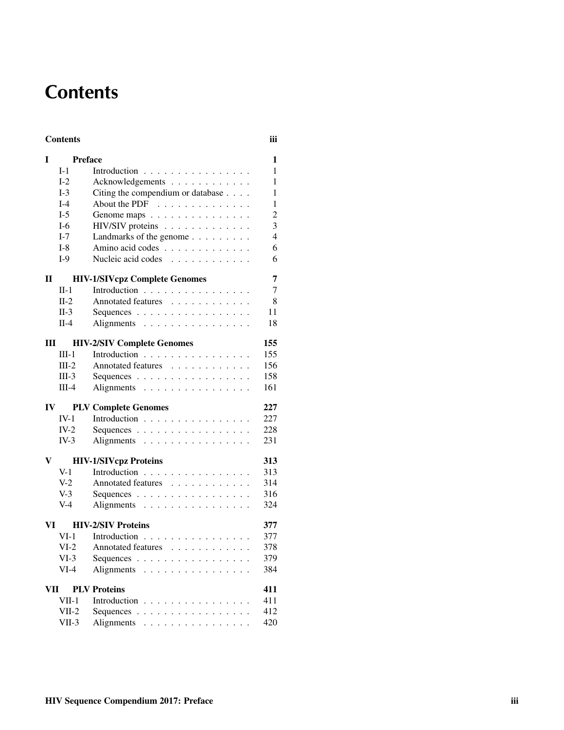# Contents

| | | |
|---|---|---|
| **Contents** | | **iii** |
| **I** | **Preface** | **1** |
| I-1 | Introduction | 1 |
| I-2 | Acknowledgements | 1 |
| I-3 | Citing the compendium or database | 1 |
| I-4 | About the PDF | 1 |
| I-5 | Genome maps | 2 |
| I-6 | HIV/SIV proteins | 3 |
| I-7 | Landmarks of the genome | 4 |
| I-8 | Amino acid codes | 6 |
| I-9 | Nucleic acid codes | 6 |
| **II** | **HIV-1/SIVcpz Complete Genomes** | **7** |
| II-1 | Introduction | 7 |
| II-2 | Annotated features | 8 |
| II-3 | Sequences | 11 |
| II-4 | Alignments | 18 |
| **III** | **HIV-2/SIV Complete Genomes** | **155** |
| III-1 | Introduction | 155 |
| III-2 | Annotated features | 156 |
| III-3 | Sequences | 158 |
| III-4 | Alignments | 161 |
| **IV** | **PLV Complete Genomes** | **227** |
| IV-1 | Introduction | 227 |
| IV-2 | Sequences | 228 |
| IV-3 | Alignments | 231 |
| **V** | **HIV-1/SIVcpz Proteins** | **313** |
| V-1 | Introduction | 313 |
| V-2 | Annotated features | 314 |
| V-3 | Sequences | 316 |
| V-4 | Alignments | 324 |
| **VI** | **HIV-2/SIV Proteins** | **377** |
| VI-1 | Introduction | 377 |
| VI-2 | Annotated features | 378 |
| VI-3 | Sequences | 379 |
| VI-4 | Alignments | 384 |
| **VII** | **PLV Proteins** | **411** |
| VII-1 | Introduction | 411 |
| VII-2 | Sequences | 412 |
| VII-3 | Alignments | 420 |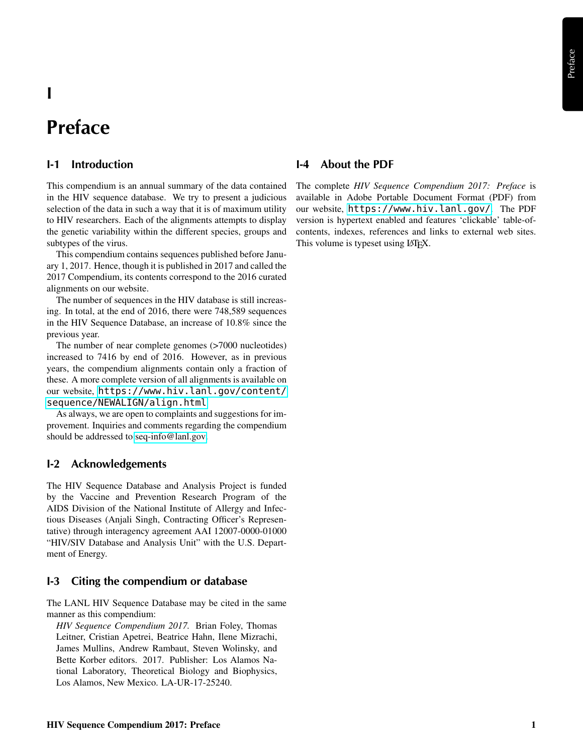# I

# Preface

## I-1 Introduction

This compendium is an annual summary of the data contained in the HIV sequence database. We try to present a judicious selection of the data in such a way that it is of maximum utility to HIV researchers. Each of the alignments attempts to display the genetic variability within the different species, groups and subtypes of the virus.

This compendium contains sequences published before January 1, 2017. Hence, though it is published in 2017 and called the 2017 Compendium, its contents correspond to the 2016 curated alignments on our website.

The number of sequences in the HIV database is still increasing. In total, at the end of 2016, there were 748,589 sequences in the HIV Sequence Database, an increase of 10.8% since the previous year.

The number of near complete genomes (>7000 nucleotides) increased to 7416 by end of 2016. However, as in previous years, the compendium alignments contain only a fraction of these. A more complete version of all alignments is available on our website, `https://www.hiv.lanl.gov/content/sequence/NEWALIGN/align.html`.

As always, we are open to complaints and suggestions for improvement. Inquiries and comments regarding the compendium should be addressed to seq-info@lanl.gov.

## I-2 Acknowledgements

The HIV Sequence Database and Analysis Project is funded by the Vaccine and Prevention Research Program of the AIDS Division of the National Institute of Allergy and Infectious Diseases (Anjali Singh, Contracting Officer's Representative) through interagency agreement AAI 12007-0000-01000 "HIV/SIV Database and Analysis Unit" with the U.S. Department of Energy.

## I-3 Citing the compendium or database

The LANL HIV Sequence Database may be cited in the same manner as this compendium:

*HIV Sequence Compendium 2017.* Brian Foley, Thomas Leitner, Cristian Apetrei, Beatrice Hahn, Ilene Mizrachi, James Mullins, Andrew Rambaut, Steven Wolinsky, and Bette Korber editors. 2017. Publisher: Los Alamos National Laboratory, Theoretical Biology and Biophysics, Los Alamos, New Mexico. LA-UR-17-25240.

## I-4 About the PDF

The complete *HIV Sequence Compendium 2017: Preface* is available in Adobe Portable Document Format (PDF) from our website, `https://www.hiv.lanl.gov/`. The PDF version is hypertext enabled and features 'clickable' table-of-contents, indexes, references and links to external web sites. This volume is typeset using LaTeX.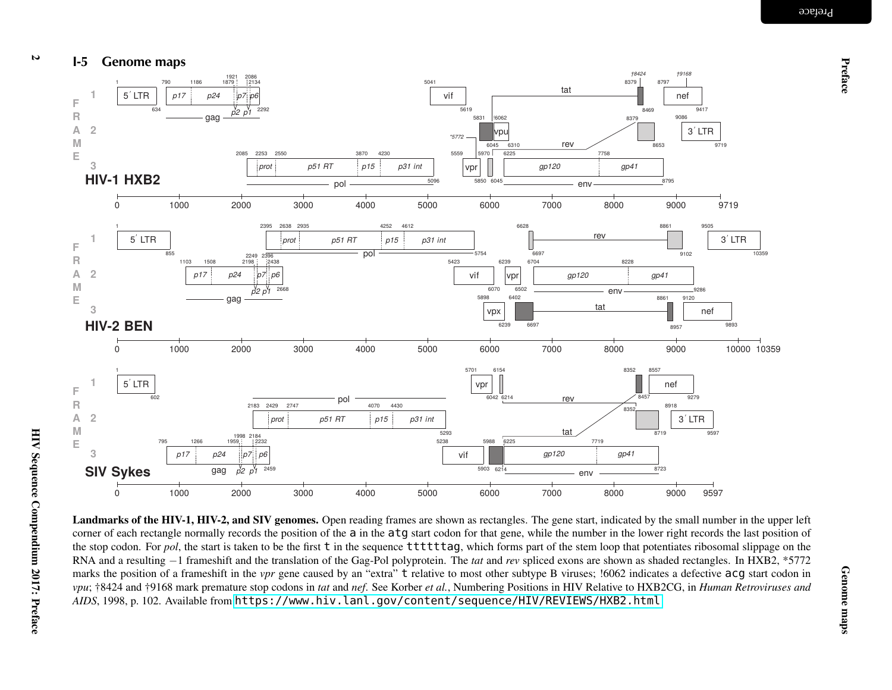## I-5 Genome maps

**HIV-1 HXB2**

FRAME 1: 5′ LTR (1–634); gag: p17 (790), p24 (1186), p2 (1879), p7 (1921), p1 (2086), p6 (2134), 2292; vif (5041–5619); tat (8379–8469, †8424); nef (8797–9417, †9168)

FRAME 2: vpu (!6062–6310); tat (5831–6045); rev (8379–8653); 3′ LTR (9086–9719)

FRAME 3: pol (2085–5096): prot (2253), p51 RT (2550), p15 (3870), p31 int (4230); vpr (5559–5850, *5772); rev (5970–6045); env (6225–8795): gp120 (6225), gp41 (7758)

0 1000 2000 3000 4000 5000 6000 7000 8000 9000 9719

**HIV-2 BEN**

FRAME 1: 5′ LTR (1–855); pol (2395–5754): prot (2638), p51 RT (2935), p15 (4252), p31 int (4612); rev (6628–6697, 8861–9102); 3′ LTR (9505–10359)

FRAME 2: gag (1103–2668): p17 (1103), p24 (1508), p2 (2198), p7 (2249), p1 (2396), p6 (2438); vif (5423–6070); vpr (6239–6502); env (6704–9286): gp120 (6704), gp41 (8228)

FRAME 3: vpx (5898–6239); tat (6402–6697, 8861–8957); nef (9120–9893)

0 1000 2000 3000 4000 5000 6000 7000 8000 9000 10000 10359

**SIV Sykes**

FRAME 1: 5′ LTR (1–602); vpr (5701–6042); rev (6154–6214); tat (8352–8457); nef (8557–9279)

FRAME 2: pol (2183–5293): prot (2429), p51 RT (2747), p15 (4070), p31 int (4430); rev (8352–8719); 3′ LTR (8918–9597)

FRAME 3: gag (795–2459): p17 (795), p24 (1266), p2 (1959), p7 (1998), p1 (2184), p6 (2232); vif (5238–5903); tat (5988–6214); env (6225–8723): gp120 (6225), gp41 (7719)

0 1000 2000 3000 4000 5000 6000 7000 8000 9000 9597

**Landmarks of the HIV-1, HIV-2, and SIV genomes.** Open reading frames are shown as rectangles. The gene start, indicated by the small number in the upper left corner of each rectangle normally records the position of the `a` in the `atg` start codon for that gene, while the number in the lower right records the last position of the stop codon. For *pol*, the start is taken to be the first `t` in the sequence `tttttag`, which forms part of the stem loop that potentiates ribosomal slippage on the RNA and a resulting −1 frameshift and the translation of the Gag-Pol polyprotein. The *tat* and *rev* spliced exons are shown as shaded rectangles. In HXB2, *5772 marks the position of a frameshift in the *vpr* gene caused by an "extra" `t` relative to most other subtype B viruses; !6062 indicates a defective `acg` start codon in *vpu*; †8424 and †9168 mark premature stop codons in *tat* and *nef*. See Korber *et al.*, Numbering Positions in HIV Relative to HXB2CG, in *Human Retroviruses and AIDS*, 1998, p. 102. Available from https://www.hiv.lanl.gov/content/sequence/HIV/REVIEWS/HXB2.html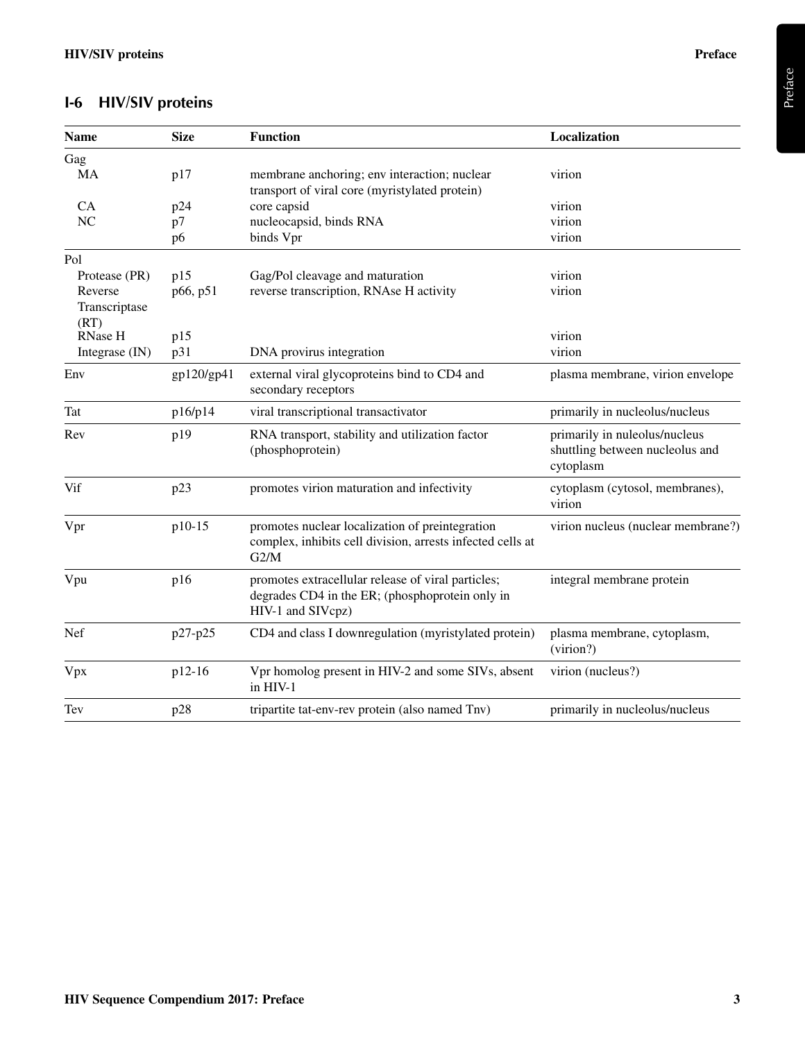## I-6 HIV/SIV proteins

| Name | Size | Function | Localization |
|---|---|---|---|
| Gag | | | |
| MA | p17 | membrane anchoring; env interaction; nuclear transport of viral core (myristylated protein) | virion |
| CA | p24 | core capsid | virion |
| NC | p7 | nucleocapsid, binds RNA | virion |
| | p6 | binds Vpr | virion |
| Pol | | | |
| Protease (PR) | p15 | Gag/Pol cleavage and maturation | virion |
| Reverse Transcriptase (RT) | p66, p51 | reverse transcription, RNAse H activity | virion |
| RNase H | p15 | | virion |
| Integrase (IN) | p31 | DNA provirus integration | virion |
| Env | gp120/gp41 | external viral glycoproteins bind to CD4 and secondary receptors | plasma membrane, virion envelope |
| Tat | p16/p14 | viral transcriptional transactivator | primarily in nucleolus/nucleus |
| Rev | p19 | RNA transport, stability and utilization factor (phosphoprotein) | primarily in nuleolus/nucleus shuttling between nucleolus and cytoplasm |
| Vif | p23 | promotes virion maturation and infectivity | cytoplasm (cytosol, membranes), virion |
| Vpr | p10-15 | promotes nuclear localization of preintegration complex, inhibits cell division, arrests infected cells at G2/M | virion nucleus (nuclear membrane?) |
| Vpu | p16 | promotes extracellular release of viral particles; degrades CD4 in the ER; (phosphoprotein only in HIV-1 and SIVcpz) | integral membrane protein |
| Nef | p27-p25 | CD4 and class I downregulation (myristylated protein) | plasma membrane, cytoplasm, (virion?) |
| Vpx | p12-16 | Vpr homolog present in HIV-2 and some SIVs, absent in HIV-1 | virion (nucleus?) |
| Tev | p28 | tripartite tat-env-rev protein (also named Tnv) | primarily in nucleolus/nucleus |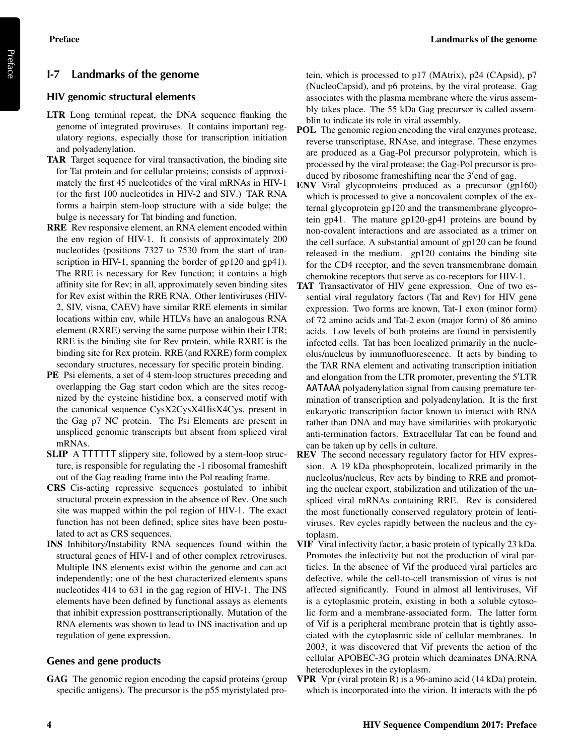## I-7 Landmarks of the genome

### HIV genomic structural elements

**LTR** Long terminal repeat, the DNA sequence flanking the genome of integrated proviruses. It contains important regulatory regions, especially those for transcription initiation and polyadenylation.

**TAR** Target sequence for viral transactivation, the binding site for Tat protein and for cellular proteins; consists of approximately the first 45 nucleotides of the viral mRNAs in HIV-1 (or the first 100 nucleotides in HIV-2 and SIV.) TAR RNA forms a hairpin stem-loop structure with a side bulge; the bulge is necessary for Tat binding and function.

**RRE** Rev responsive element, an RNA element encoded within the env region of HIV-1. It consists of approximately 200 nucleotides (positions 7327 to 7530 from the start of transcription in HIV-1, spanning the border of gp120 and gp41). The RRE is necessary for Rev function; it contains a high affinity site for Rev; in all, approximately seven binding sites for Rev exist within the RRE RNA. Other lentiviruses (HIV-2, SIV, visna, CAEV) have similar RRE elements in similar locations within env, while HTLVs have an analogous RNA element (RXRE) serving the same purpose within their LTR; RRE is the binding site for Rev protein, while RXRE is the binding site for Rex protein. RRE (and RXRE) form complex secondary structures, necessary for specific protein binding.

**PE** Psi elements, a set of 4 stem-loop structures preceding and overlapping the Gag start codon which are the sites recognized by the cysteine histidine box, a conserved motif with the canonical sequence CysX2CysX4HisX4Cys, present in the Gag p7 NC protein. The Psi Elements are present in unspliced genomic transcripts but absent from spliced viral mRNAs.

**SLIP** A TTTTTT slippery site, followed by a stem-loop structure, is responsible for regulating the -1 ribosomal frameshift out of the Gag reading frame into the Pol reading frame.

**CRS** Cis-acting repressive sequences postulated to inhibit structural protein expression in the absence of Rev. One such site was mapped within the pol region of HIV-1. The exact function has not been defined; splice sites have been postulated to act as CRS sequences.

**INS** Inhibitory/Instability RNA sequences found within the structural genes of HIV-1 and of other complex retroviruses. Multiple INS elements exist within the genome and can act independently; one of the best characterized elements spans nucleotides 414 to 631 in the gag region of HIV-1. The INS elements have been defined by functional assays as elements that inhibit expression posttranscriptionally. Mutation of the RNA elements was shown to lead to INS inactivation and up regulation of gene expression.

### Genes and gene products

**GAG** The genomic region encoding the capsid proteins (group specific antigens). The precursor is the p55 myristylated protein, which is processed to p17 (MAtrix), p24 (CApsid), p7 (NucleoCapsid), and p6 proteins, by the viral protease. Gag associates with the plasma membrane where the virus assembly takes place. The 55 kDa Gag precursor is called assemblin to indicate its role in viral assembly.

**POL** The genomic region encoding the viral enzymes protease, reverse transcriptase, RNAse, and integrase. These enzymes are produced as a Gag-Pol precursor polyprotein, which is processed by the viral protease; the Gag-Pol precursor is produced by ribosome frameshifting near the 3′end of gag.

**ENV** Viral glycoproteins produced as a precursor (gp160) which is processed to give a noncovalent complex of the external glycoprotein gp120 and the transmembrane glycoprotein gp41. The mature gp120-gp41 proteins are bound by non-covalent interactions and are associated as a trimer on the cell surface. A substantial amount of gp120 can be found released in the medium. gp120 contains the binding site for the CD4 receptor, and the seven transmembrane domain chemokine receptors that serve as co-receptors for HIV-1.

**TAT** Transactivator of HIV gene expression. One of two essential viral regulatory factors (Tat and Rev) for HIV gene expression. Two forms are known, Tat-1 exon (minor form) of 72 amino acids and Tat-2 exon (major form) of 86 amino acids. Low levels of both proteins are found in persistently infected cells. Tat has been localized primarily in the nucleolus/nucleus by immunofluorescence. It acts by binding to the TAR RNA element and activating transcription initiation and elongation from the LTR promoter, preventing the 5′LTR AATAAA polyadenylation signal from causing premature termination of transcription and polyadenylation. It is the first eukaryotic transcription factor known to interact with RNA rather than DNA and may have similarities with prokaryotic anti-termination factors. Extracellular Tat can be found and can be taken up by cells in culture.

**REV** The second necessary regulatory factor for HIV expression. A 19 kDa phosphoprotein, localized primarily in the nucleolus/nucleus, Rev acts by binding to RRE and promoting the nuclear export, stabilization and utilization of the unspliced viral mRNAs containing RRE. Rev is considered the most functionally conserved regulatory protein of lentiviruses. Rev cycles rapidly between the nucleus and the cytoplasm.

**VIF** Viral infectivity factor, a basic protein of typically 23 kDa. Promotes the infectivity but not the production of viral particles. In the absence of Vif the produced viral particles are defective, while the cell-to-cell transmission of virus is not affected significantly. Found in almost all lentiviruses, Vif is a cytoplasmic protein, existing in both a soluble cytosolic form and a membrane-associated form. The latter form of Vif is a peripheral membrane protein that is tightly associated with the cytoplasmic side of cellular membranes. In 2003, it was discovered that Vif prevents the action of the cellular APOBEC-3G protein which deaminates DNA:RNA heteroduplexes in the cytoplasm.

**VPR** Vpr (viral protein R) is a 96-amino acid (14 kDa) protein, which is incorporated into the virion. It interacts with the p6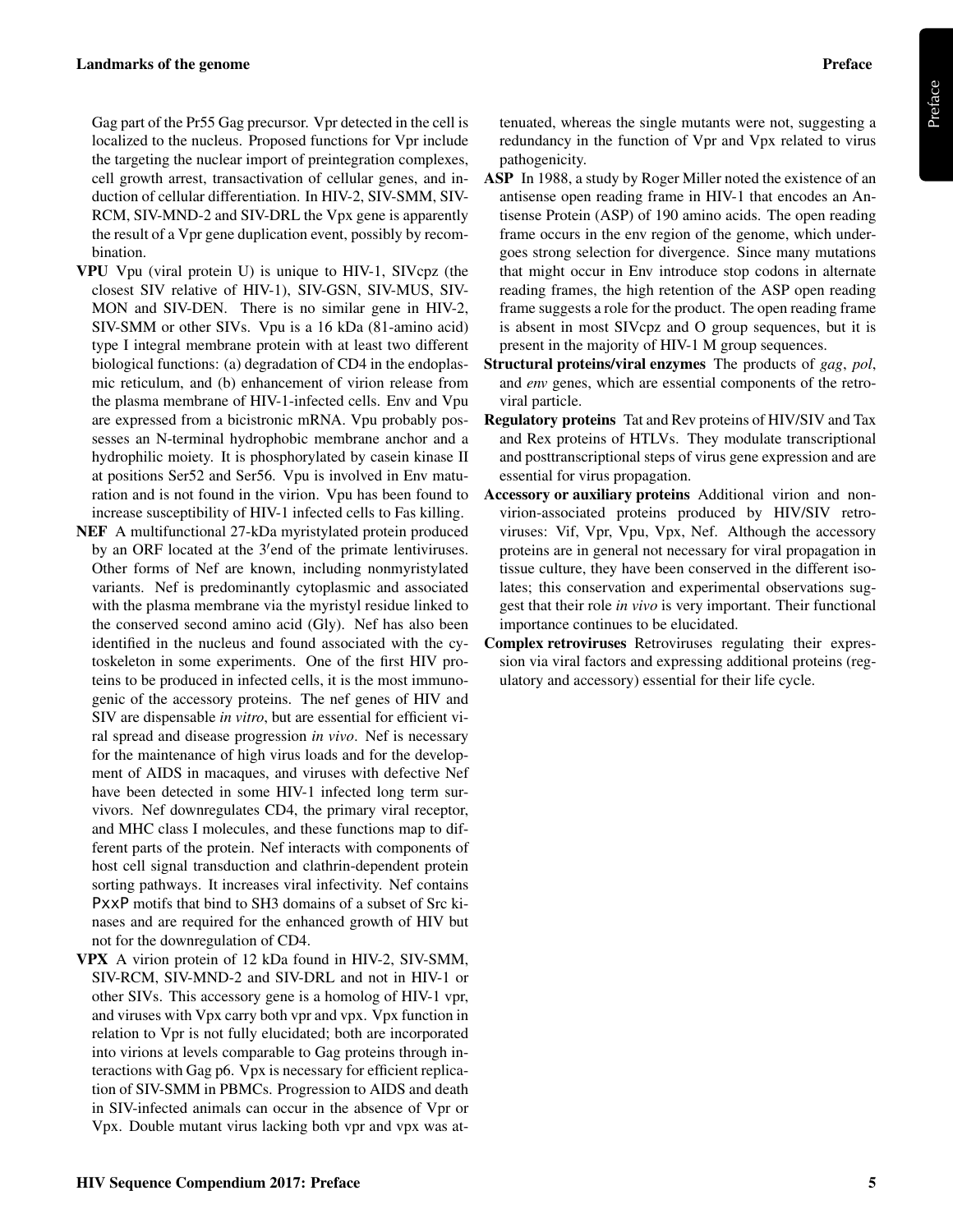Gag part of the Pr55 Gag precursor. Vpr detected in the cell is localized to the nucleus. Proposed functions for Vpr include the targeting the nuclear import of preintegration complexes, cell growth arrest, transactivation of cellular genes, and induction of cellular differentiation. In HIV-2, SIV-SMM, SIV-RCM, SIV-MND-2 and SIV-DRL the Vpx gene is apparently the result of a Vpr gene duplication event, possibly by recombination.

**VPU** Vpu (viral protein U) is unique to HIV-1, SIVcpz (the closest SIV relative of HIV-1), SIV-GSN, SIV-MUS, SIV-MON and SIV-DEN. There is no similar gene in HIV-2, SIV-SMM or other SIVs. Vpu is a 16 kDa (81-amino acid) type I integral membrane protein with at least two different biological functions: (a) degradation of CD4 in the endoplasmic reticulum, and (b) enhancement of virion release from the plasma membrane of HIV-1-infected cells. Env and Vpu are expressed from a bicistronic mRNA. Vpu probably possesses an N-terminal hydrophobic membrane anchor and a hydrophilic moiety. It is phosphorylated by casein kinase II at positions Ser52 and Ser56. Vpu is involved in Env maturation and is not found in the virion. Vpu has been found to increase susceptibility of HIV-1 infected cells to Fas killing.

**NEF** A multifunctional 27-kDa myristylated protein produced by an ORF located at the 3′end of the primate lentiviruses. Other forms of Nef are known, including nonmyristylated variants. Nef is predominantly cytoplasmic and associated with the plasma membrane via the myristyl residue linked to the conserved second amino acid (Gly). Nef has also been identified in the nucleus and found associated with the cytoskeleton in some experiments. One of the first HIV proteins to be produced in infected cells, it is the most immunogenic of the accessory proteins. The nef genes of HIV and SIV are dispensable *in vitro*, but are essential for efficient viral spread and disease progression *in vivo*. Nef is necessary for the maintenance of high virus loads and for the development of AIDS in macaques, and viruses with defective Nef have been detected in some HIV-1 infected long term survivors. Nef downregulates CD4, the primary viral receptor, and MHC class I molecules, and these functions map to different parts of the protein. Nef interacts with components of host cell signal transduction and clathrin-dependent protein sorting pathways. It increases viral infectivity. Nef contains PxxP motifs that bind to SH3 domains of a subset of Src kinases and are required for the enhanced growth of HIV but not for the downregulation of CD4.

**VPX** A virion protein of 12 kDa found in HIV-2, SIV-SMM, SIV-RCM, SIV-MND-2 and SIV-DRL and not in HIV-1 or other SIVs. This accessory gene is a homolog of HIV-1 vpr, and viruses with Vpx carry both vpr and vpx. Vpx function in relation to Vpr is not fully elucidated; both are incorporated into virions at levels comparable to Gag proteins through interactions with Gag p6. Vpx is necessary for efficient replication of SIV-SMM in PBMCs. Progression to AIDS and death in SIV-infected animals can occur in the absence of Vpr or Vpx. Double mutant virus lacking both vpr and vpx was attenuated, whereas the single mutants were not, suggesting a redundancy in the function of Vpr and Vpx related to virus pathogenicity.

**ASP** In 1988, a study by Roger Miller noted the existence of an antisense open reading frame in HIV-1 that encodes an Antisense Protein (ASP) of 190 amino acids. The open reading frame occurs in the env region of the genome, which undergoes strong selection for divergence. Since many mutations that might occur in Env introduce stop codons in alternate reading frames, the high retention of the ASP open reading frame suggests a role for the product. The open reading frame is absent in most SIVcpz and O group sequences, but it is present in the majority of HIV-1 M group sequences.

**Structural proteins/viral enzymes** The products of *gag*, *pol*, and *env* genes, which are essential components of the retroviral particle.

**Regulatory proteins** Tat and Rev proteins of HIV/SIV and Tax and Rex proteins of HTLVs. They modulate transcriptional and posttranscriptional steps of virus gene expression and are essential for virus propagation.

**Accessory or auxiliary proteins** Additional virion and non-virion-associated proteins produced by HIV/SIV retroviruses: Vif, Vpr, Vpu, Vpx, Nef. Although the accessory proteins are in general not necessary for viral propagation in tissue culture, they have been conserved in the different isolates; this conservation and experimental observations suggest that their role *in vivo* is very important. Their functional importance continues to be elucidated.

**Complex retroviruses** Retroviruses regulating their expression via viral factors and expressing additional proteins (regulatory and accessory) essential for their life cycle.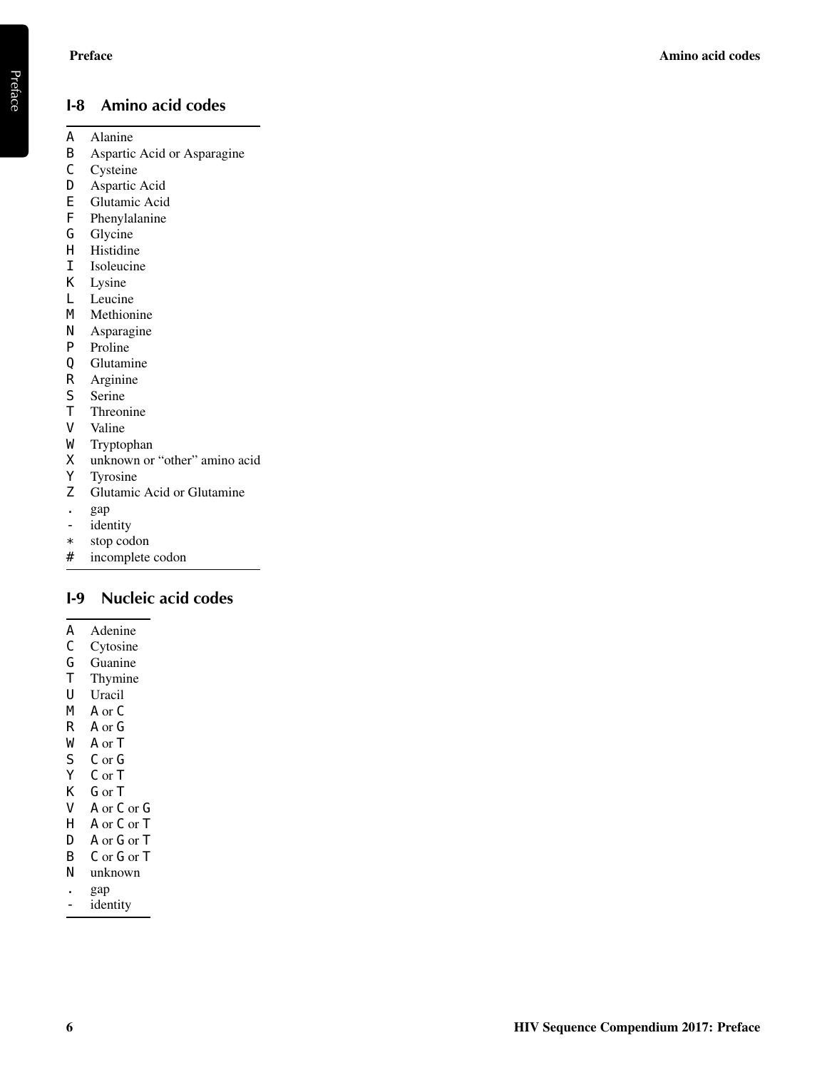## I-8 Amino acid codes

| | |
|---|---|
| A | Alanine |
| B | Aspartic Acid or Asparagine |
| C | Cysteine |
| D | Aspartic Acid |
| E | Glutamic Acid |
| F | Phenylalanine |
| G | Glycine |
| H | Histidine |
| I | Isoleucine |
| K | Lysine |
| L | Leucine |
| M | Methionine |
| N | Asparagine |
| P | Proline |
| Q | Glutamine |
| R | Arginine |
| S | Serine |
| T | Threonine |
| V | Valine |
| W | Tryptophan |
| X | unknown or "other" amino acid |
| Y | Tyrosine |
| Z | Glutamic Acid or Glutamine |
| . | gap |
| - | identity |
| * | stop codon |
| # | incomplete codon |

## I-9 Nucleic acid codes

| | |
|---|---|
| A | Adenine |
| C | Cytosine |
| G | Guanine |
| T | Thymine |
| U | Uracil |
| M | A or C |
| R | A or G |
| W | A or T |
| S | C or G |
| Y | C or T |
| K | G or T |
| V | A or C or G |
| H | A or C or T |
| D | A or G or T |
| B | C or G or T |
| N | unknown |
| . | gap |
| - | identity |